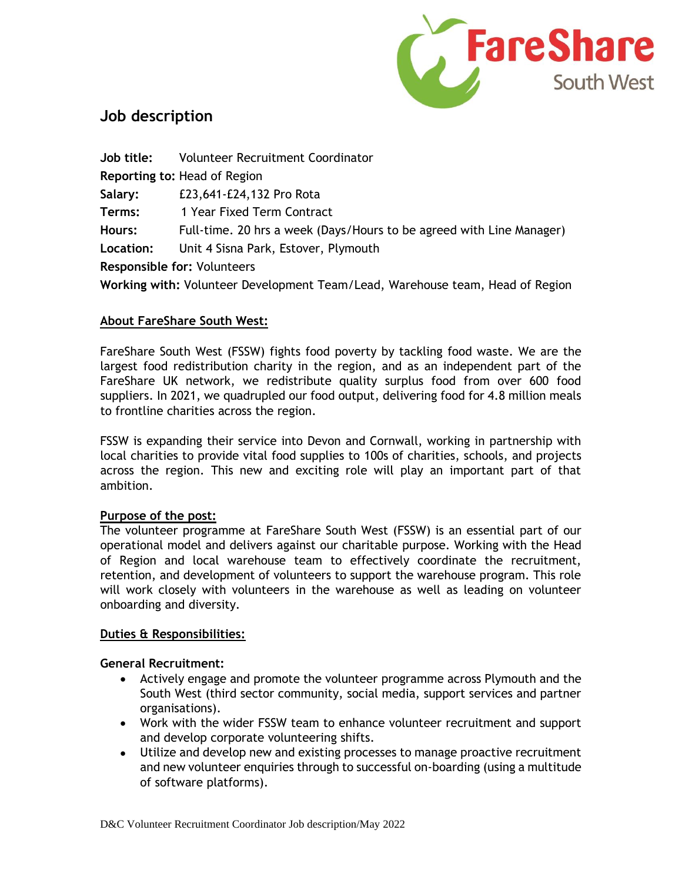# Job description

**Job title:** Volunteer Recruitment Coordinator

**Reporting to:** Head of Region

**Salary:** £23,641-£24,132 Pro Rota

**Terms:** 1 Year Fixed Term Contract

**Hours:** Full-time. 20 hrs a week (Days/Hours to be agreed with Line Manager)

**Location:** Unit 4 Sisna Park, Estover, Plymouth

**Responsible for:** Volunteers

**Working with:** Volunteer Development Team/Lead, Warehouse team, Head of Region

## About FareShare South West:

FareShare South West (FSSW) fights food poverty by tackling food waste. We are the largest food redistribution charity in the region, and as an independent part of the FareShare UK network, we redistribute quality surplus food from over 600 food suppliers. In 2021, we quadrupled our food output, delivering food for 4.8 million meals to frontline charities across the region.

FSSW is expanding their service into Devon and Cornwall, working in partnership with local charities to provide vital food supplies to 100s of charities, schools, and projects across the region. This new and exciting role will play an important part of that ambition.

## Purpose of the post:

The volunteer programme at FareShare South West (FSSW) is an essential part of our operational model and delivers against our charitable purpose. Working with the Head of Region and local warehouse team to effectively coordinate the recruitment, retention, and development of volunteers to support the warehouse program. This role will work closely with volunteers in the warehouse as well as leading on volunteer onboarding and diversity.

## Duties & Responsibilities:

### General Recruitment:

- Actively engage and promote the volunteer programme across Plymouth and the South West (third sector community, social media, support services and partner organisations).
- Work with the wider FSSW team to enhance volunteer recruitment and support and develop corporate volunteering shifts.
- Utilize and develop new and existing processes to manage proactive recruitment and new volunteer enquiries through to successful on-boarding (using a multitude of software platforms).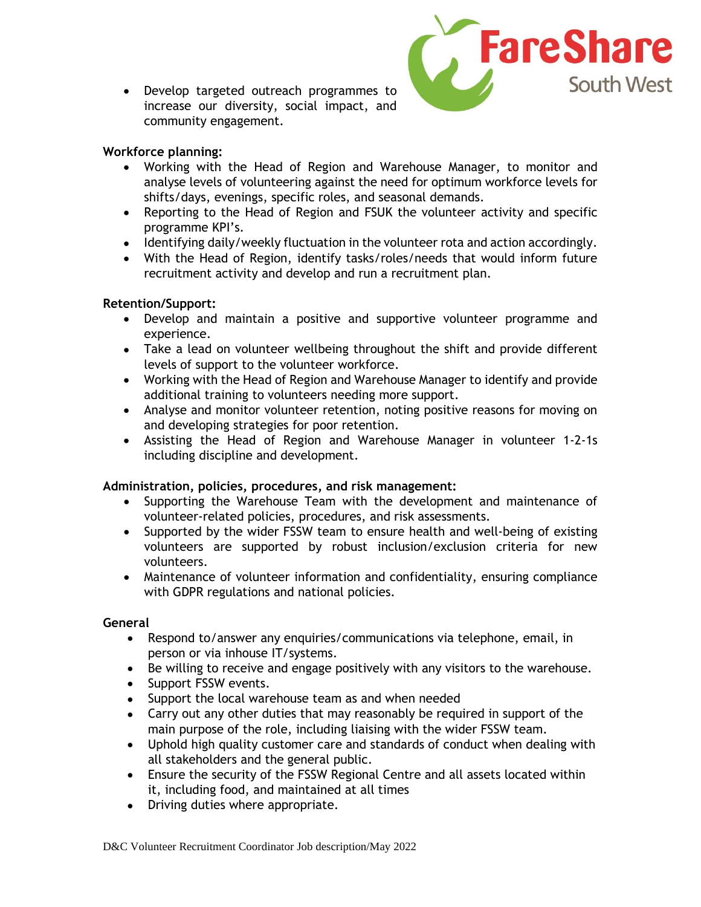- Develop targeted outreach programmes to increase our diversity, social impact, and community engagement.

**Workforce planning:**

- Working with the Head of Region and Warehouse Manager, to monitor and analyse levels of volunteering against the need for optimum workforce levels for shifts/days, evenings, specific roles, and seasonal demands.
- Reporting to the Head of Region and FSUK the volunteer activity and specific programme KPI's.
- Identifying daily/weekly fluctuation in the volunteer rota and action accordingly.
- With the Head of Region, identify tasks/roles/needs that would inform future recruitment activity and develop and run a recruitment plan.

**Retention/Support:**

- Develop and maintain a positive and supportive volunteer programme and experience.
- Take a lead on volunteer wellbeing throughout the shift and provide different levels of support to the volunteer workforce.
- Working with the Head of Region and Warehouse Manager to identify and provide additional training to volunteers needing more support.
- Analyse and monitor volunteer retention, noting positive reasons for moving on and developing strategies for poor retention.
- Assisting the Head of Region and Warehouse Manager in volunteer 1-2-1s including discipline and development.

**Administration, policies, procedures, and risk management:**

- Supporting the Warehouse Team with the development and maintenance of volunteer-related policies, procedures, and risk assessments.
- Supported by the wider FSSW team to ensure health and well-being of existing volunteers are supported by robust inclusion/exclusion criteria for new volunteers.
- Maintenance of volunteer information and confidentiality, ensuring compliance with GDPR regulations and national policies.

**General**

- Respond to/answer any enquiries/communications via telephone, email, in person or via inhouse IT/systems.
- Be willing to receive and engage positively with any visitors to the warehouse.
- Support FSSW events.
- Support the local warehouse team as and when needed
- Carry out any other duties that may reasonably be required in support of the main purpose of the role, including liaising with the wider FSSW team.
- Uphold high quality customer care and standards of conduct when dealing with all stakeholders and the general public.
- Ensure the security of the FSSW Regional Centre and all assets located within it, including food, and maintained at all times
- Driving duties where appropriate.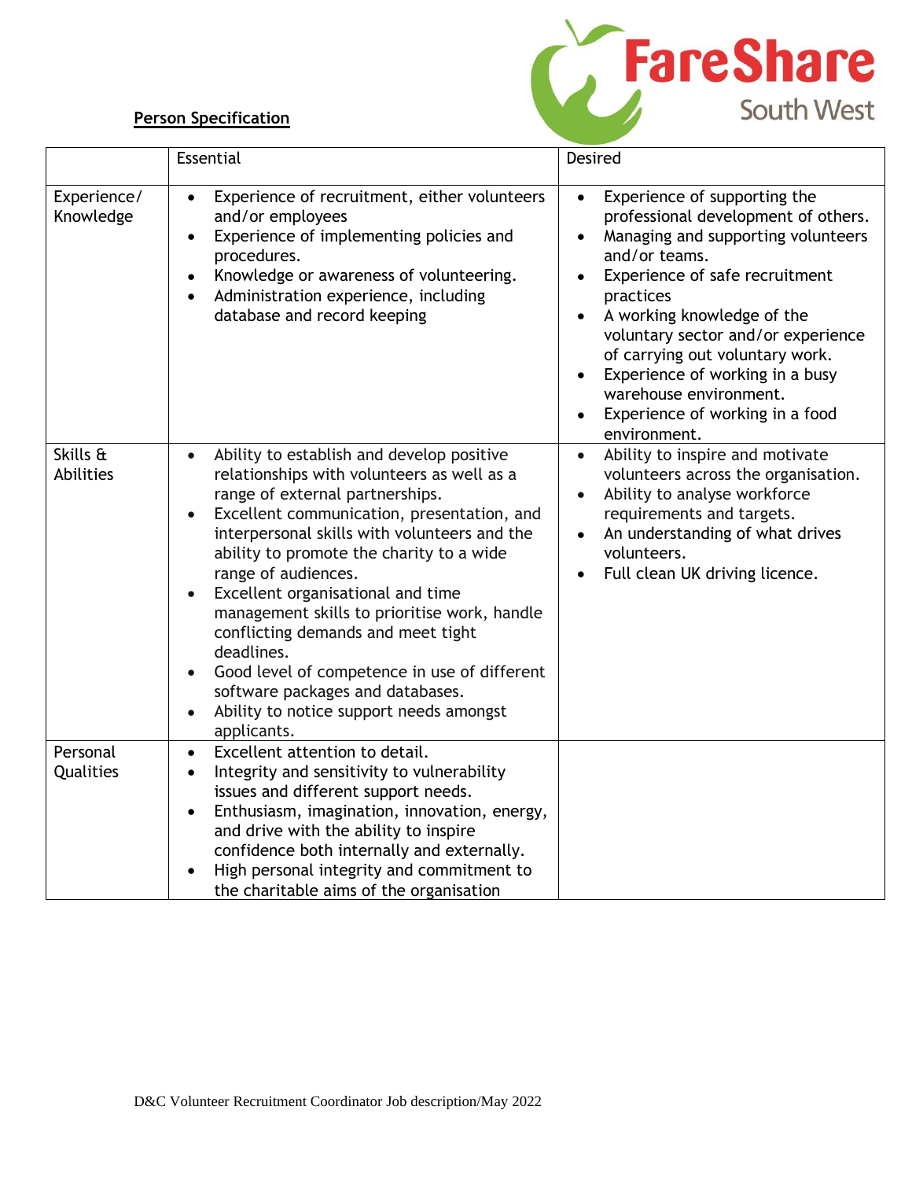**Person Specification**

| | Essential | Desired |
|---|---|---|
| Experience/ Knowledge | • Experience of recruitment, either volunteers and/or employees<br>• Experience of implementing policies and procedures.<br>• Knowledge or awareness of volunteering.<br>• Administration experience, including database and record keeping | • Experience of supporting the professional development of others.<br>• Managing and supporting volunteers and/or teams.<br>• Experience of safe recruitment practices<br>• A working knowledge of the voluntary sector and/or experience of carrying out voluntary work.<br>• Experience of working in a busy warehouse environment.<br>• Experience of working in a food environment. |
| Skills & Abilities | • Ability to establish and develop positive relationships with volunteers as well as a range of external partnerships.<br>• Excellent communication, presentation, and interpersonal skills with volunteers and the ability to promote the charity to a wide range of audiences.<br>• Excellent organisational and time management skills to prioritise work, handle conflicting demands and meet tight deadlines.<br>• Good level of competence in use of different software packages and databases.<br>• Ability to notice support needs amongst applicants. | • Ability to inspire and motivate volunteers across the organisation.<br>• Ability to analyse workforce requirements and targets.<br>• An understanding of what drives volunteers.<br>• Full clean UK driving licence. |
| Personal Qualities | • Excellent attention to detail.<br>• Integrity and sensitivity to vulnerability issues and different support needs.<br>• Enthusiasm, imagination, innovation, energy, and drive with the ability to inspire confidence both internally and externally.<br>• High personal integrity and commitment to the charitable aims of the organisation | |